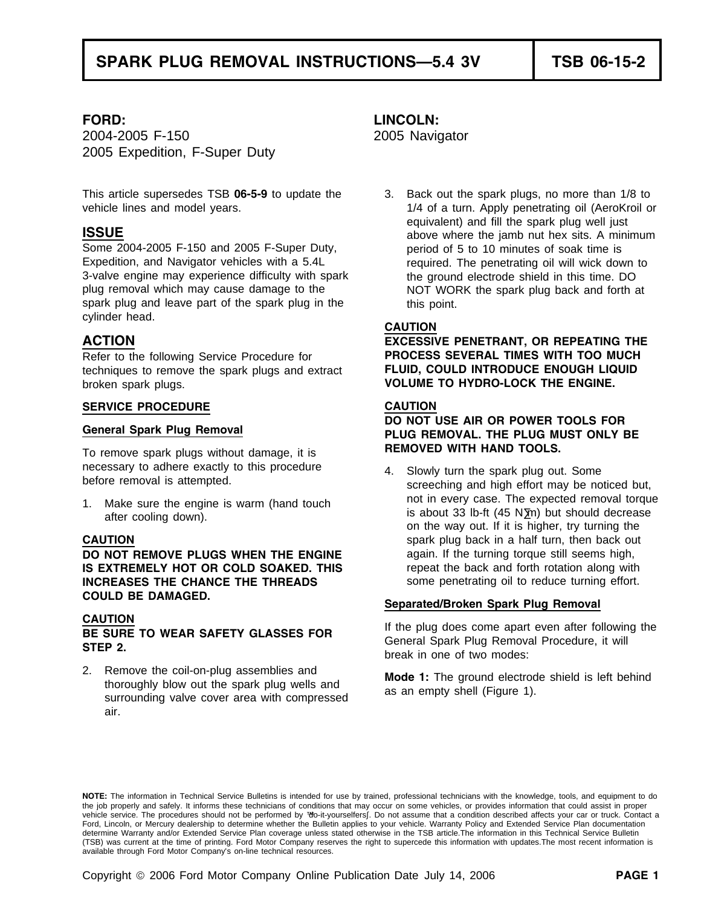# SPARK PLUG REMOVAL INSTRUCTIONS—5.4 3V — TSB 06-15-2

**FORD:**
2004-2005 F-150
2005 Expedition, F-Super Duty

**LINCOLN:**
2005 Navigator

This article supersedes TSB **06-5-9** to update the vehicle lines and model years.

## ISSUE

Some 2004-2005 F-150 and 2005 F-Super Duty, Expedition, and Navigator vehicles with a 5.4L 3-valve engine may experience difficulty with spark plug removal which may cause damage to the spark plug and leave part of the spark plug in the cylinder head.

## ACTION

Refer to the following Service Procedure for techniques to remove the spark plugs and extract broken spark plugs.

### SERVICE PROCEDURE

#### General Spark Plug Removal

To remove spark plugs without damage, it is necessary to adhere exactly to this procedure before removal is attempted.

1. Make sure the engine is warm (hand touch after cooling down).

**CAUTION**
**DO NOT REMOVE PLUGS WHEN THE ENGINE IS EXTREMELY HOT OR COLD SOAKED. THIS INCREASES THE CHANCE THE THREADS COULD BE DAMAGED.**

**CAUTION**
**BE SURE TO WEAR SAFETY GLASSES FOR STEP 2.**

2. Remove the coil-on-plug assemblies and thoroughly blow out the spark plug wells and surrounding valve cover area with compressed air.

3. Back out the spark plugs, no more than 1/8 to 1/4 of a turn. Apply penetrating oil (AeroKroil or equivalent) and fill the spark plug well just above where the jamb nut hex sits. A minimum period of 5 to 10 minutes of soak time is required. The penetrating oil will wick down to the ground electrode shield in this time. DO NOT WORK the spark plug back and forth at this point.

**CAUTION**
**EXCESSIVE PENETRANT, OR REPEATING THE PROCESS SEVERAL TIMES WITH TOO MUCH FLUID, COULD INTRODUCE ENOUGH LIQUID VOLUME TO HYDRO-LOCK THE ENGINE.**

**CAUTION**
**DO NOT USE AIR OR POWER TOOLS FOR PLUG REMOVAL. THE PLUG MUST ONLY BE REMOVED WITH HAND TOOLS.**

4. Slowly turn the spark plug out. Some screeching and high effort may be noticed but, not in every case. The expected removal torque is about 33 lb-ft (45 N·m) but should decrease on the way out. If it is higher, try turning the spark plug back in a half turn, then back out again. If the turning torque still seems high, repeat the back and forth rotation along with some penetrating oil to reduce turning effort.

#### Separated/Broken Spark Plug Removal

If the plug does come apart even after following the General Spark Plug Removal Procedure, it will break in one of two modes:

**Mode 1:** The ground electrode shield is left behind as an empty shell (Figure 1).

**NOTE:** The information in Technical Service Bulletins is intended for use by trained, professional technicians with the knowledge, tools, and equipment to do the job properly and safely. It informs these technicians of conditions that may occur on some vehicles, or provides information that could assist in proper vehicle service. The procedures should not be performed by "do-it-yourselfers". Do not assume that a condition described affects your car or truck. Contact a Ford, Lincoln, or Mercury dealership to determine whether the Bulletin applies to your vehicle. Warranty Policy and Extended Service Plan documentation determine Warranty and/or Extended Service Plan coverage unless stated otherwise in the TSB article.The information in this Technical Service Bulletin (TSB) was current at the time of printing. Ford Motor Company reserves the right to supercede this information with updates.The most recent information is available through Ford Motor Company's on-line technical resources.

Copyright © 2006 Ford Motor Company Online Publication Date July 14, 2006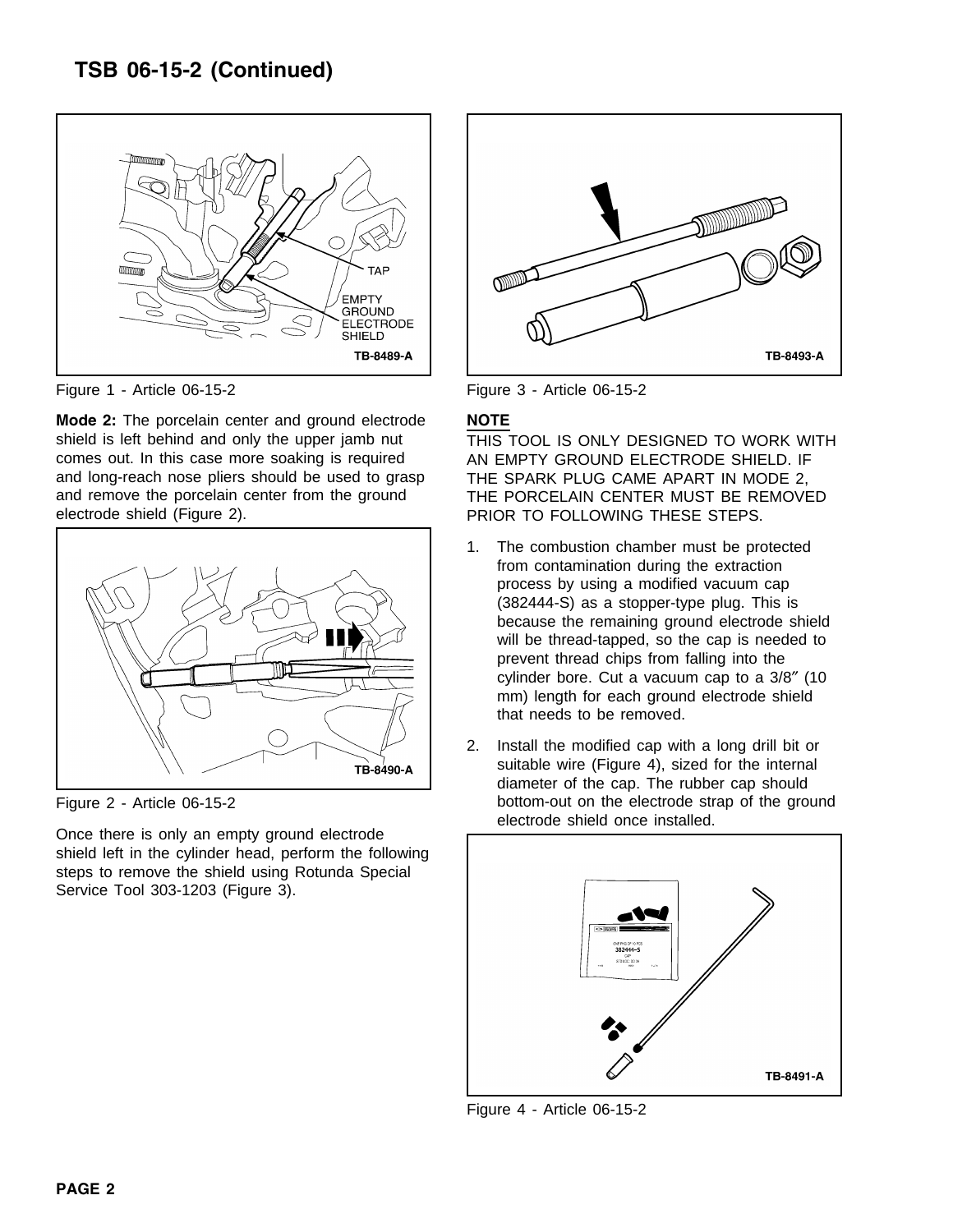## TSB 06-15-2 (Continued)

Figure 1 - Article 06-15-2

**Mode 2:** The porcelain center and ground electrode shield is left behind and only the upper jamb nut comes out. In this case more soaking is required and long-reach nose pliers should be used to grasp and remove the porcelain center from the ground electrode shield (Figure 2).

Figure 2 - Article 06-15-2

Once there is only an empty ground electrode shield left in the cylinder head, perform the following steps to remove the shield using Rotunda Special Service Tool 303-1203 (Figure 3).

Figure 3 - Article 06-15-2

**NOTE**

THIS TOOL IS ONLY DESIGNED TO WORK WITH AN EMPTY GROUND ELECTRODE SHIELD. IF THE SPARK PLUG CAME APART IN MODE 2, THE PORCELAIN CENTER MUST BE REMOVED PRIOR TO FOLLOWING THESE STEPS.

1. The combustion chamber must be protected from contamination during the extraction process by using a modified vacuum cap (382444-S) as a stopper-type plug. This is because the remaining ground electrode shield will be thread-tapped, so the cap is needed to prevent thread chips from falling into the cylinder bore. Cut a vacuum cap to a 3/8″ (10 mm) length for each ground electrode shield that needs to be removed.
2. Install the modified cap with a long drill bit or suitable wire (Figure 4), sized for the internal diameter of the cap. The rubber cap should bottom-out on the electrode strap of the ground electrode shield once installed.

Figure 4 - Article 06-15-2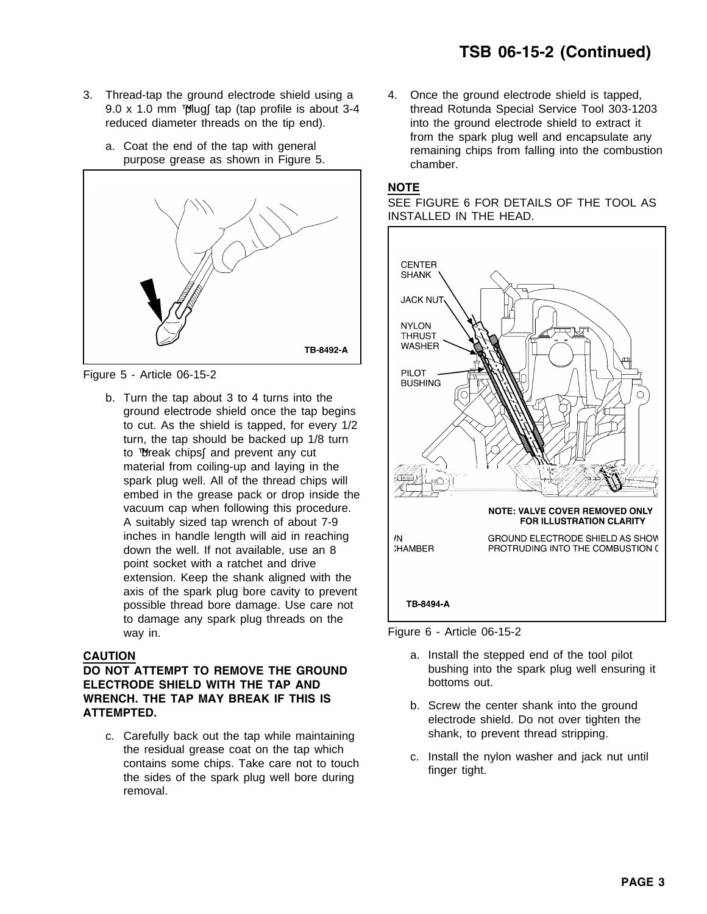3. Thread-tap the ground electrode shield using a 9.0 x 1.0 mm "plug" tap (tap profile is about 3-4 reduced diameter threads on the tip end).

   a. Coat the end of the tap with general purpose grease as shown in Figure 5.

Figure 5 - Article 06-15-2

   b. Turn the tap about 3 to 4 turns into the ground electrode shield once the tap begins to cut. As the shield is tapped, for every 1/2 turn, the tap should be backed up 1/8 turn to "break chips" and prevent any cut material from coiling-up and laying in the spark plug well. All of the thread chips will embed in the grease pack or drop inside the vacuum cap when following this procedure. A suitably sized tap wrench of about 7-9 inches in handle length will aid in reaching down the well. If not available, use an 8 point socket with a ratchet and drive extension. Keep the shank aligned with the axis of the spark plug bore cavity to prevent possible thread bore damage. Use care not to damage any spark plug threads on the way in.

**CAUTION**

**DO NOT ATTEMPT TO REMOVE THE GROUND ELECTRODE SHIELD WITH THE TAP AND WRENCH. THE TAP MAY BREAK IF THIS IS ATTEMPTED.**

   c. Carefully back out the tap while maintaining the residual grease coat on the tap which contains some chips. Take care not to touch the sides of the spark plug well bore during removal.

4. Once the ground electrode shield is tapped, thread Rotunda Special Service Tool 303-1203 into the ground electrode shield to extract it from the spark plug well and encapsulate any remaining chips from falling into the combustion chamber.

**NOTE**

SEE FIGURE 6 FOR DETAILS OF THE TOOL AS INSTALLED IN THE HEAD.

Figure 6 - Article 06-15-2

   a. Install the stepped end of the tool pilot bushing into the spark plug well ensuring it bottoms out.

   b. Screw the center shank into the ground electrode shield. Do not over tighten the shank, to prevent thread stripping.

   c. Install the nylon washer and jack nut until finger tight.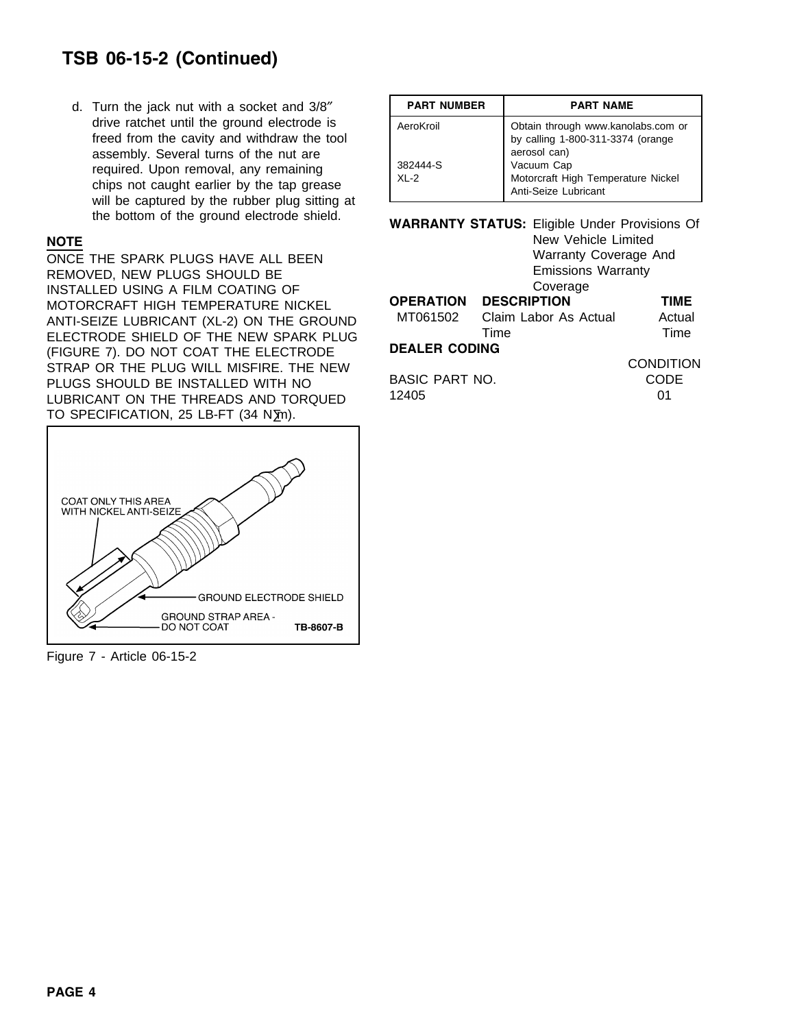## TSB 06-15-2 (Continued)

d. Turn the jack nut with a socket and 3/8″ drive ratchet until the ground electrode is freed from the cavity and withdraw the tool assembly. Several turns of the nut are required. Upon removal, any remaining chips not caught earlier by the tap grease will be captured by the rubber plug sitting at the bottom of the ground electrode shield.

**NOTE**

ONCE THE SPARK PLUGS HAVE ALL BEEN REMOVED, NEW PLUGS SHOULD BE INSTALLED USING A FILM COATING OF MOTORCRAFT HIGH TEMPERATURE NICKEL ANTI-SEIZE LUBRICANT (XL-2) ON THE GROUND ELECTRODE SHIELD OF THE NEW SPARK PLUG (FIGURE 7). DO NOT COAT THE ELECTRODE STRAP OR THE PLUG WILL MISFIRE. THE NEW PLUGS SHOULD BE INSTALLED WITH NO LUBRICANT ON THE THREADS AND TORQUED TO SPECIFICATION, 25 LB-FT (34 N∑m).

COAT ONLY THIS AREA WITH NICKEL ANTI-SEIZE

GROUND ELECTRODE SHIELD

GROUND STRAP AREA - DO NOT COAT

TB-8607-B

Figure 7 - Article 06-15-2

| PART NUMBER | PART NAME |
|---|---|
| AeroKroil | Obtain through www.kanolabs.com or by calling 1-800-311-3374 (orange aerosol can) |
| 382444-S | Vacuum Cap |
| XL-2 | Motorcraft High Temperature Nickel Anti-Seize Lubricant |

**WARRANTY STATUS:** Eligible Under Provisions Of New Vehicle Limited Warranty Coverage And Emissions Warranty Coverage

| OPERATION | DESCRIPTION | TIME |
|---|---|---|
| MT061502 | Claim Labor As Actual Time | Actual Time |

**DEALER CODING**

| BASIC PART NO. | CONDITION CODE |
|---|---|
| 12405 | 01 |